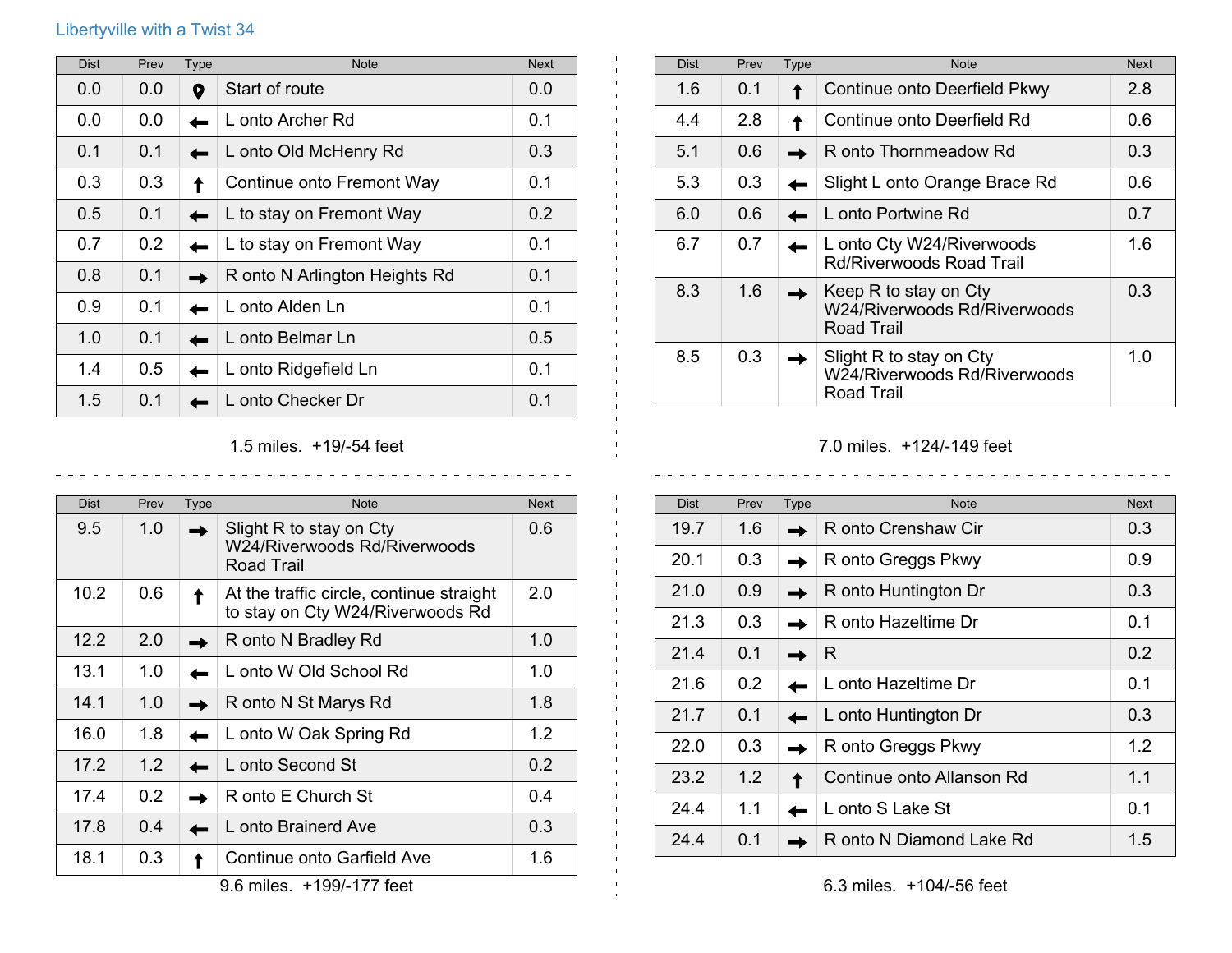Libertyville with a Twist 34

| Dist | Prev | Type | Note | Next |
|---|---|---|---|---|
| 0.0 | 0.0 | Start | Start of route | 0.0 |
| 0.0 | 0.0 | ← | L onto Archer Rd | 0.1 |
| 0.1 | 0.1 | ← | L onto Old McHenry Rd | 0.3 |
| 0.3 | 0.3 | ↑ | Continue onto Fremont Way | 0.1 |
| 0.5 | 0.1 | ← | L to stay on Fremont Way | 0.2 |
| 0.7 | 0.2 | ← | L to stay on Fremont Way | 0.1 |
| 0.8 | 0.1 | → | R onto N Arlington Heights Rd | 0.1 |
| 0.9 | 0.1 | ← | L onto Alden Ln | 0.1 |
| 1.0 | 0.1 | ← | L onto Belmar Ln | 0.5 |
| 1.4 | 0.5 | ← | L onto Ridgefield Ln | 0.1 |
| 1.5 | 0.1 | ← | L onto Checker Dr | 0.1 |

1.5 miles. +19/-54 feet

| Dist | Prev | Type | Note | Next |
|---|---|---|---|---|
| 1.6 | 0.1 | ↑ | Continue onto Deerfield Pkwy | 2.8 |
| 4.4 | 2.8 | ↑ | Continue onto Deerfield Rd | 0.6 |
| 5.1 | 0.6 | → | R onto Thornmeadow Rd | 0.3 |
| 5.3 | 0.3 | ← | Slight L onto Orange Brace Rd | 0.6 |
| 6.0 | 0.6 | ← | L onto Portwine Rd | 0.7 |
| 6.7 | 0.7 | ← | L onto Cty W24/Riverwoods Rd/Riverwoods Road Trail | 1.6 |
| 8.3 | 1.6 | → | Keep R to stay on Cty W24/Riverwoods Rd/Riverwoods Road Trail | 0.3 |
| 8.5 | 0.3 | → | Slight R to stay on Cty W24/Riverwoods Rd/Riverwoods Road Trail | 1.0 |

7.0 miles. +124/-149 feet

| Dist | Prev | Type | Note | Next |
|---|---|---|---|---|
| 9.5 | 1.0 | → | Slight R to stay on Cty W24/Riverwoods Rd/Riverwoods Road Trail | 0.6 |
| 10.2 | 0.6 | ↑ | At the traffic circle, continue straight to stay on Cty W24/Riverwoods Rd | 2.0 |
| 12.2 | 2.0 | → | R onto N Bradley Rd | 1.0 |
| 13.1 | 1.0 | ← | L onto W Old School Rd | 1.0 |
| 14.1 | 1.0 | → | R onto N St Marys Rd | 1.8 |
| 16.0 | 1.8 | ← | L onto W Oak Spring Rd | 1.2 |
| 17.2 | 1.2 | ← | L onto Second St | 0.2 |
| 17.4 | 0.2 | → | R onto E Church St | 0.4 |
| 17.8 | 0.4 | ← | L onto Brainerd Ave | 0.3 |
| 18.1 | 0.3 | ↑ | Continue onto Garfield Ave | 1.6 |

9.6 miles. +199/-177 feet

| Dist | Prev | Type | Note | Next |
|---|---|---|---|---|
| 19.7 | 1.6 | → | R onto Crenshaw Cir | 0.3 |
| 20.1 | 0.3 | → | R onto Greggs Pkwy | 0.9 |
| 21.0 | 0.9 | → | R onto Huntington Dr | 0.3 |
| 21.3 | 0.3 | → | R onto Hazeltime Dr | 0.1 |
| 21.4 | 0.1 | → | R | 0.2 |
| 21.6 | 0.2 | ← | L onto Hazeltime Dr | 0.1 |
| 21.7 | 0.1 | ← | L onto Huntington Dr | 0.3 |
| 22.0 | 0.3 | → | R onto Greggs Pkwy | 1.2 |
| 23.2 | 1.2 | ↑ | Continue onto Allanson Rd | 1.1 |
| 24.4 | 1.1 | ← | L onto S Lake St | 0.1 |
| 24.4 | 0.1 | → | R onto N Diamond Lake Rd | 1.5 |

6.3 miles. +104/-56 feet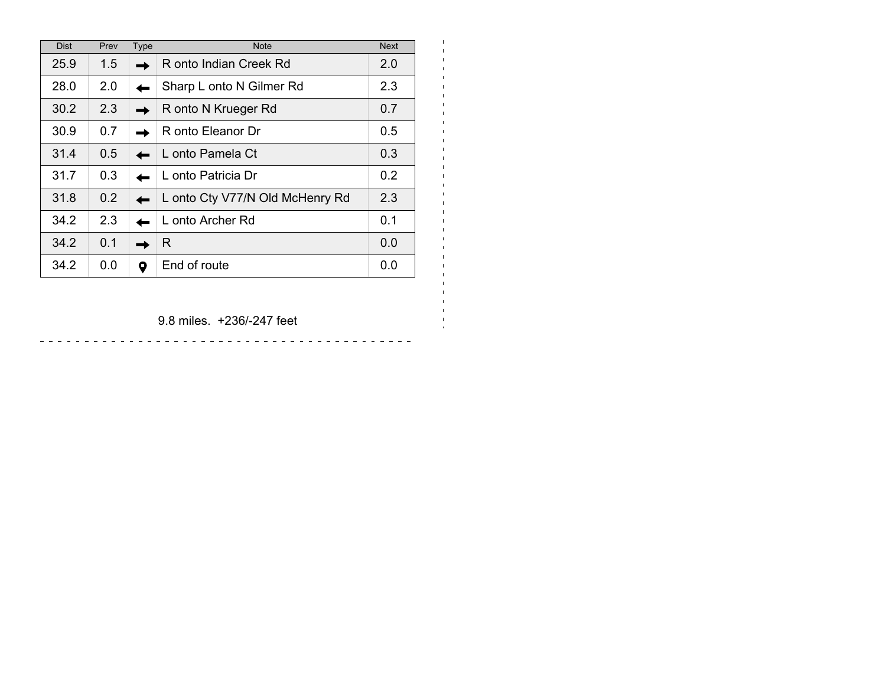| Dist | Prev | Type | Note | Next |
|---|---|---|---|---|
| 25.9 | 1.5 | → | R onto Indian Creek Rd | 2.0 |
| 28.0 | 2.0 | ← | Sharp L onto N Gilmer Rd | 2.3 |
| 30.2 | 2.3 | → | R onto N Krueger Rd | 0.7 |
| 30.9 | 0.7 | → | R onto Eleanor Dr | 0.5 |
| 31.4 | 0.5 | ← | L onto Pamela Ct | 0.3 |
| 31.7 | 0.3 | ← | L onto Patricia Dr | 0.2 |
| 31.8 | 0.2 | ← | L onto Cty V77/N Old McHenry Rd | 2.3 |
| 34.2 | 2.3 | ← | L onto Archer Rd | 0.1 |
| 34.2 | 0.1 | → | R | 0.0 |
| 34.2 | 0.0 | 📍 | End of route | 0.0 |

9.8 miles. +236/-247 feet